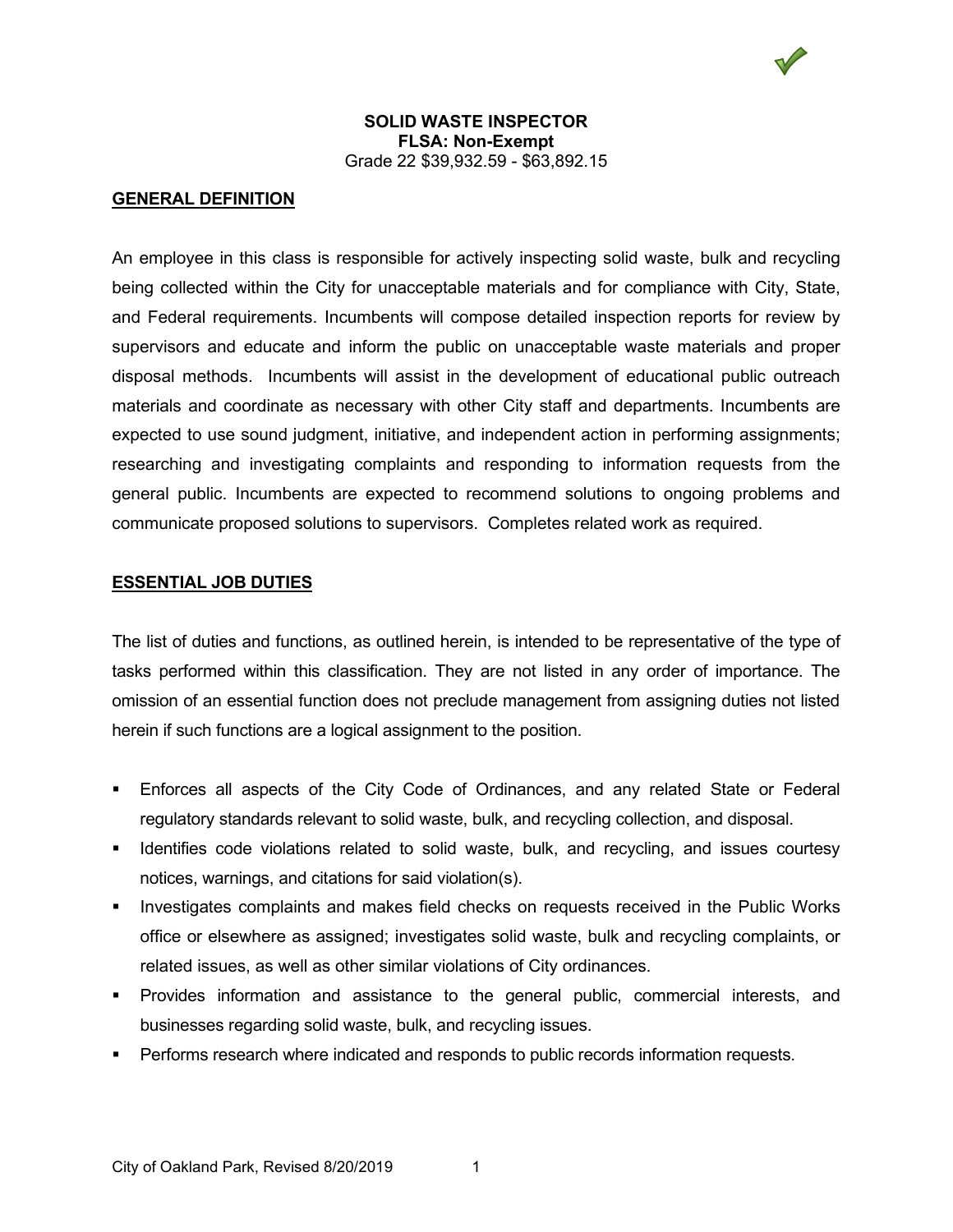**SOLID WASTE INSPECTOR**
**FLSA: Non-Exempt**
Grade 22 $39,932.59 - $63,892.15

## GENERAL DEFINITION

An employee in this class is responsible for actively inspecting solid waste, bulk and recycling being collected within the City for unacceptable materials and for compliance with City, State, and Federal requirements. Incumbents will compose detailed inspection reports for review by supervisors and educate and inform the public on unacceptable waste materials and proper disposal methods. Incumbents will assist in the development of educational public outreach materials and coordinate as necessary with other City staff and departments. Incumbents are expected to use sound judgment, initiative, and independent action in performing assignments; researching and investigating complaints and responding to information requests from the general public. Incumbents are expected to recommend solutions to ongoing problems and communicate proposed solutions to supervisors. Completes related work as required.

## ESSENTIAL JOB DUTIES

The list of duties and functions, as outlined herein, is intended to be representative of the type of tasks performed within this classification. They are not listed in any order of importance. The omission of an essential function does not preclude management from assigning duties not listed herein if such functions are a logical assignment to the position.

- Enforces all aspects of the City Code of Ordinances, and any related State or Federal regulatory standards relevant to solid waste, bulk, and recycling collection, and disposal.
- Identifies code violations related to solid waste, bulk, and recycling, and issues courtesy notices, warnings, and citations for said violation(s).
- Investigates complaints and makes field checks on requests received in the Public Works office or elsewhere as assigned; investigates solid waste, bulk and recycling complaints, or related issues, as well as other similar violations of City ordinances.
- Provides information and assistance to the general public, commercial interests, and businesses regarding solid waste, bulk, and recycling issues.
- Performs research where indicated and responds to public records information requests.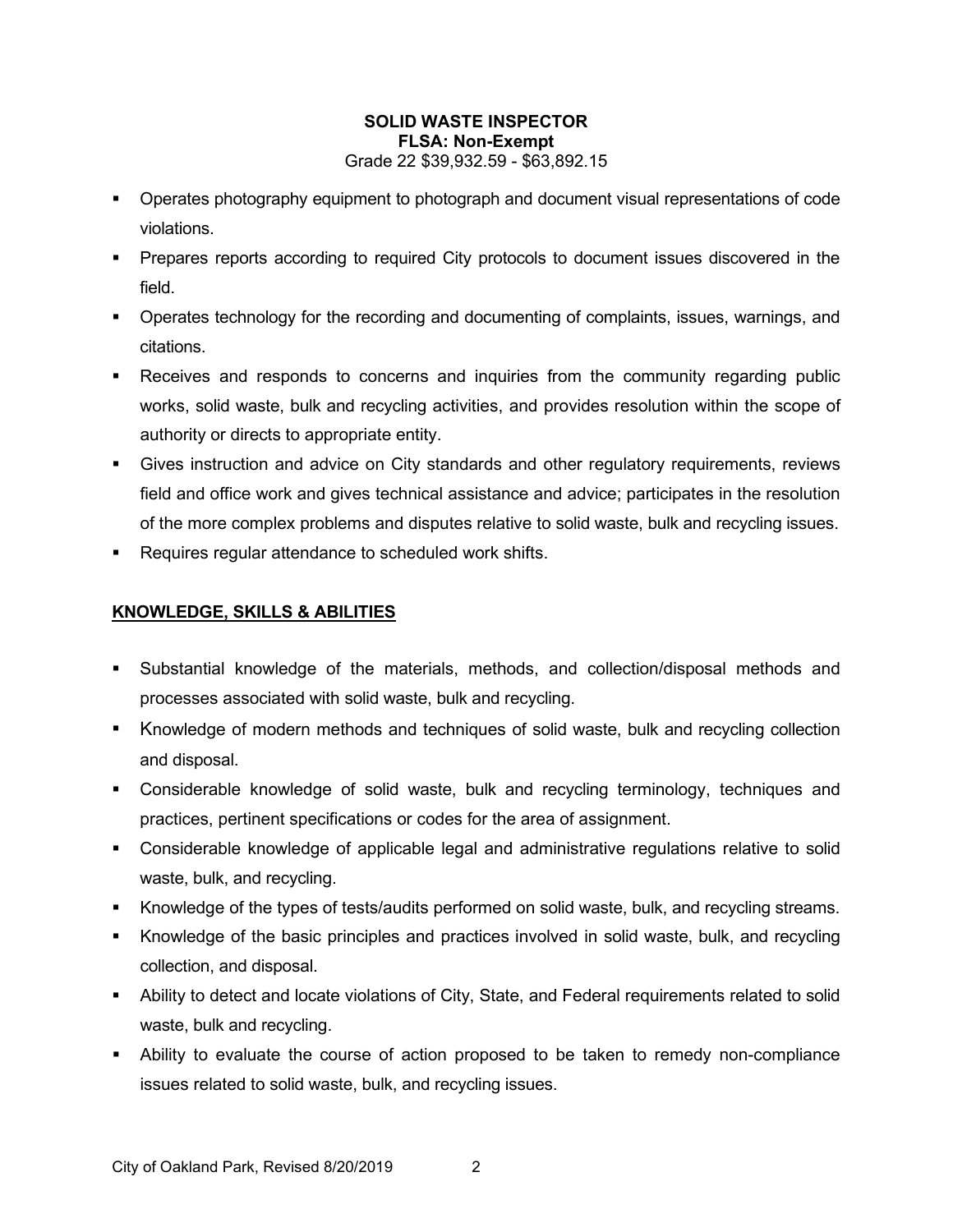**SOLID WASTE INSPECTOR**
**FLSA: Non-Exempt**
Grade 22 $39,932.59 - $63,892.15

- Operates photography equipment to photograph and document visual representations of code violations.
- Prepares reports according to required City protocols to document issues discovered in the field.
- Operates technology for the recording and documenting of complaints, issues, warnings, and citations.
- Receives and responds to concerns and inquiries from the community regarding public works, solid waste, bulk and recycling activities, and provides resolution within the scope of authority or directs to appropriate entity.
- Gives instruction and advice on City standards and other regulatory requirements, reviews field and office work and gives technical assistance and advice; participates in the resolution of the more complex problems and disputes relative to solid waste, bulk and recycling issues.
- Requires regular attendance to scheduled work shifts.

## KNOWLEDGE, SKILLS & ABILITIES

- Substantial knowledge of the materials, methods, and collection/disposal methods and processes associated with solid waste, bulk and recycling.
- Knowledge of modern methods and techniques of solid waste, bulk and recycling collection and disposal.
- Considerable knowledge of solid waste, bulk and recycling terminology, techniques and practices, pertinent specifications or codes for the area of assignment.
- Considerable knowledge of applicable legal and administrative regulations relative to solid waste, bulk, and recycling.
- Knowledge of the types of tests/audits performed on solid waste, bulk, and recycling streams.
- Knowledge of the basic principles and practices involved in solid waste, bulk, and recycling collection, and disposal.
- Ability to detect and locate violations of City, State, and Federal requirements related to solid waste, bulk and recycling.
- Ability to evaluate the course of action proposed to be taken to remedy non-compliance issues related to solid waste, bulk, and recycling issues.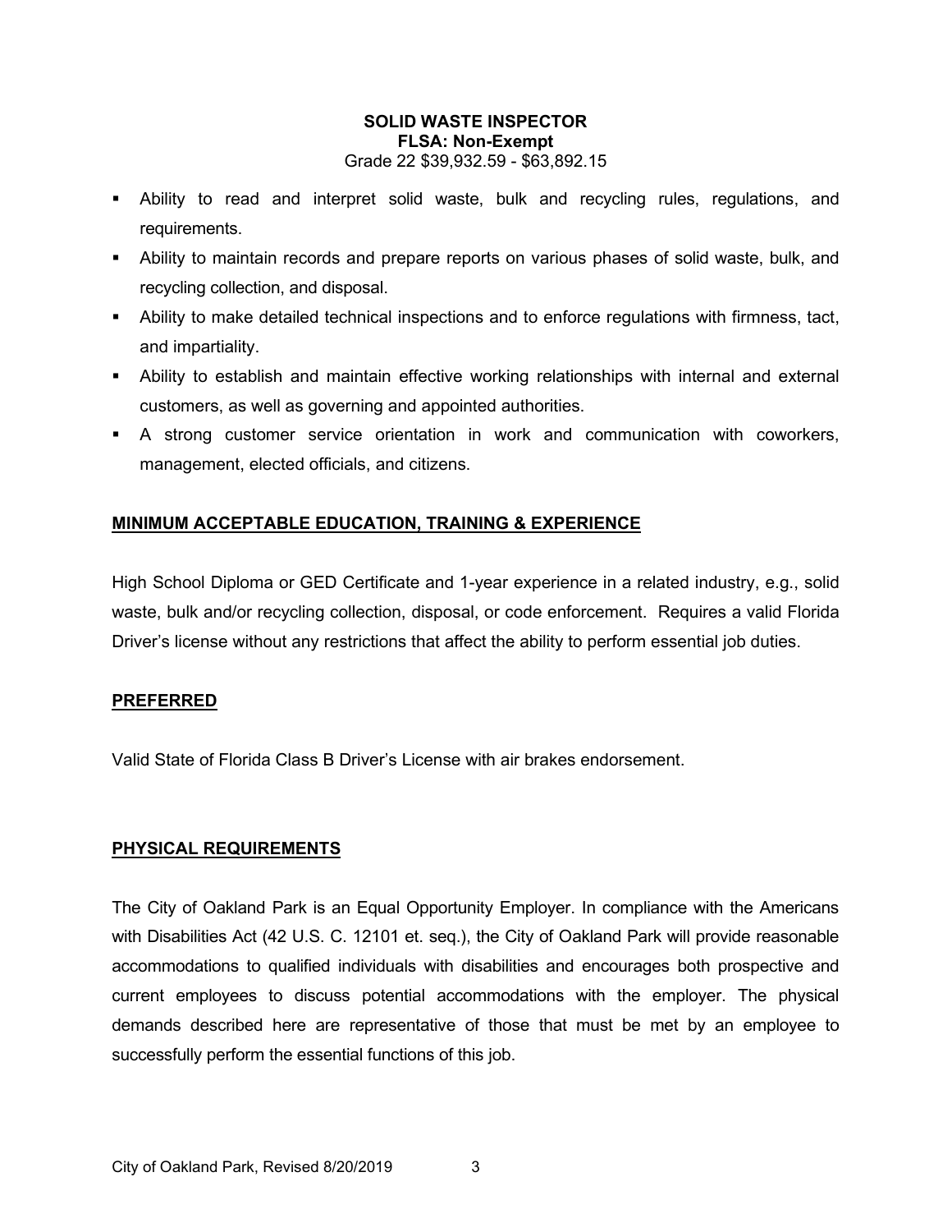**SOLID WASTE INSPECTOR**
**FLSA: Non-Exempt**
Grade 22 $39,932.59 - $63,892.15

- Ability to read and interpret solid waste, bulk and recycling rules, regulations, and requirements.
- Ability to maintain records and prepare reports on various phases of solid waste, bulk, and recycling collection, and disposal.
- Ability to make detailed technical inspections and to enforce regulations with firmness, tact, and impartiality.
- Ability to establish and maintain effective working relationships with internal and external customers, as well as governing and appointed authorities.
- A strong customer service orientation in work and communication with coworkers, management, elected officials, and citizens.

## MINIMUM ACCEPTABLE EDUCATION, TRAINING & EXPERIENCE

High School Diploma or GED Certificate and 1-year experience in a related industry, e.g., solid waste, bulk and/or recycling collection, disposal, or code enforcement. Requires a valid Florida Driver's license without any restrictions that affect the ability to perform essential job duties.

## PREFERRED

Valid State of Florida Class B Driver's License with air brakes endorsement.

## PHYSICAL REQUIREMENTS

The City of Oakland Park is an Equal Opportunity Employer. In compliance with the Americans with Disabilities Act (42 U.S. C. 12101 et. seq.), the City of Oakland Park will provide reasonable accommodations to qualified individuals with disabilities and encourages both prospective and current employees to discuss potential accommodations with the employer. The physical demands described here are representative of those that must be met by an employee to successfully perform the essential functions of this job.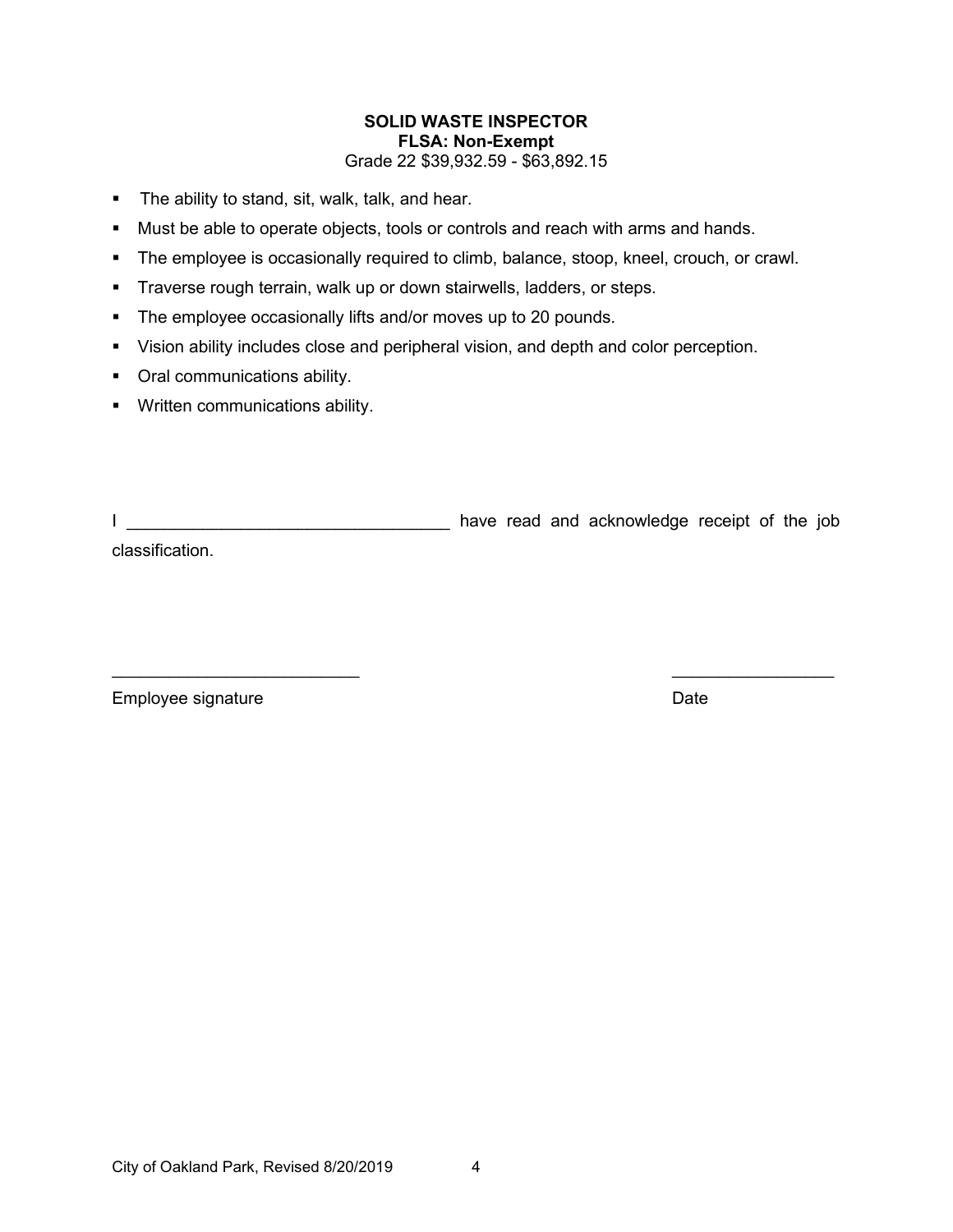**SOLID WASTE INSPECTOR**
**FLSA: Non-Exempt**
Grade 22 $39,932.59 - $63,892.15

- The ability to stand, sit, walk, talk, and hear.
- Must be able to operate objects, tools or controls and reach with arms and hands.
- The employee is occasionally required to climb, balance, stoop, kneel, crouch, or crawl.
- Traverse rough terrain, walk up or down stairwells, ladders, or steps.
- The employee occasionally lifts and/or moves up to 20 pounds.
- Vision ability includes close and peripheral vision, and depth and color perception.
- Oral communications ability.
- Written communications ability.

I _________________________________ have read and acknowledge receipt of the job classification.

__________________________ _________________

Employee signature Date